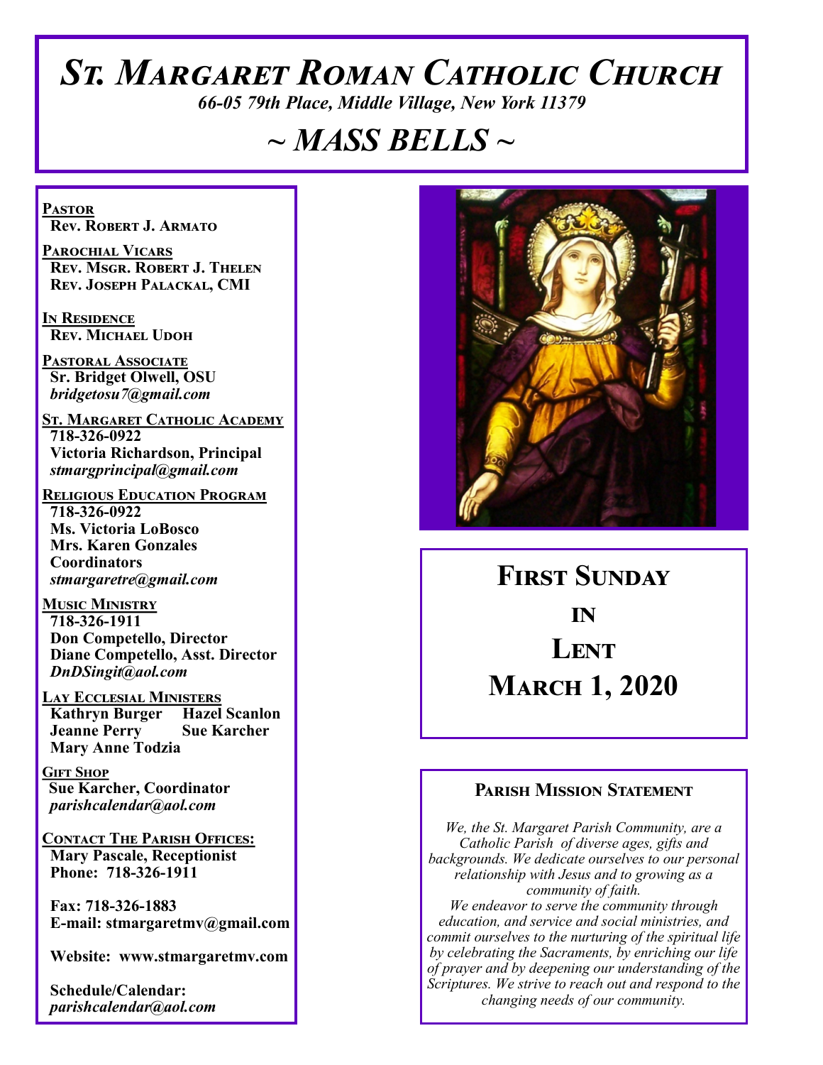# *St. Margaret Roman Catholic Church*

*66-05 79th Place, Middle Village, New York 11379*

# *~ MASS BELLS ~*

**Pastor**
**Rev. Robert J. Armato**

**Parochial Vicars**
**Rev. Msgr. Robert J. Thelen**
**Rev. Joseph Palackal, CMI**

**In Residence**
**Rev. Michael Udoh**

**Pastoral Associate**
**Sr. Bridget Olwell, OSU**
*bridgetosu7@gmail.com*

**St. Margaret Catholic Academy**
**718-326-0922**
**Victoria Richardson, Principal**
*stmargprincipal@gmail.com*

**Religious Education Program**
**718-326-0922**
**Ms. Victoria LoBosco**
**Mrs. Karen Gonzales**
**Coordinators**
*stmargaretre@gmail.com*

**Music Ministry**
**718-326-1911**
**Don Competello, Director**
**Diane Competello, Asst. Director**
*DnDSingit@aol.com*

**Lay Ecclesial Ministers**
**Kathryn Burger**
**Hazel Scanlon**
**Jeanne Perry**
**Sue Karcher**
**Mary Anne Todzia**

**Gift Shop**
**Sue Karcher, Coordinator**
*parishcalendar@aol.com*

**Contact The Parish Offices:**
**Mary Pascale, Receptionist**
**Phone: 718-326-1911**

**Fax: 718-326-1883**
**E-mail: stmargaretmv@gmail.com**

**Website: www.stmargaretmv.com**

**Schedule/Calendar:**
*parishcalendar@aol.com*

## First Sunday in Lent
## March 1, 2020

### Parish Mission Statement

*We, the St. Margaret Parish Community, are a Catholic Parish of diverse ages, gifts and backgrounds. We dedicate ourselves to our personal relationship with Jesus and to growing as a community of faith.*
*We endeavor to serve the community through education, and service and social ministries, and commit ourselves to the nurturing of the spiritual life by celebrating the Sacraments, by enriching our life of prayer and by deepening our understanding of the Scriptures. We strive to reach out and respond to the changing needs of our community.*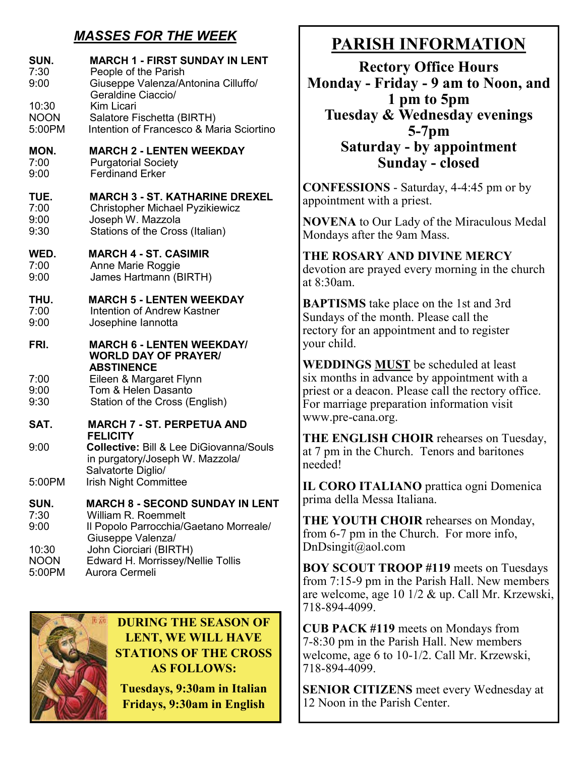## *MASSES FOR THE WEEK*

**SUN. — MARCH 1 - FIRST SUNDAY IN LENT**
- 7:30 — People of the Parish
- 9:00 — Giuseppe Valenza/Antonina Cilluffo/ Geraldine Ciaccio/
- 10:30 — Kim Licari
- NOON — Salatore Fischetta (BIRTH)
- 5:00PM — Intention of Francesco & Maria Sciortino

**MON. — MARCH 2 - LENTEN WEEKDAY**
- 7:00 — Purgatorial Society
- 9:00 — Ferdinand Erker

**TUE. — MARCH 3 - ST. KATHARINE DREXEL**
- 7:00 — Christopher Michael Pyzikiewicz
- 9:00 — Joseph W. Mazzola
- 9:30 — Stations of the Cross (Italian)

**WED. — MARCH 4 - ST. CASIMIR**
- 7:00 — Anne Marie Roggie
- 9:00 — James Hartmann (BIRTH)

**THU. — MARCH 5 - LENTEN WEEKDAY**
- 7:00 — Intention of Andrew Kastner
- 9:00 — Josephine Iannotta

**FRI. — MARCH 6 - LENTEN WEEKDAY/ WORLD DAY OF PRAYER/ ABSTINENCE**
- 7:00 — Eileen & Margaret Flynn
- 9:00 — Tom & Helen Dasanto
- 9:30 — Station of the Cross (English)

**SAT. — MARCH 7 - ST. PERPETUA AND FELICITY**
- 9:00 — **Collective:** Bill & Lee DiGiovanna/Souls in purgatory/Joseph W. Mazzola/ Salvatorte Diglio/
- 5:00PM — Irish Night Committee

**SUN. — MARCH 8 - SECOND SUNDAY IN LENT**
- 7:30 — William R. Roemmelt
- 9:00 — Il Popolo Parrocchia/Gaetano Morreale/ Giuseppe Valenza/
- 10:30 — John Ciorciari (BIRTH)
- NOON — Edward H. Morrissey/Nellie Tollis
- 5:00PM — Aurora Cermeli

**DURING THE SEASON OF LENT, WE WILL HAVE STATIONS OF THE CROSS AS FOLLOWS:**

**Tuesdays, 9:30am in Italian**
**Fridays, 9:30am in English**

# PARISH INFORMATION

**Rectory Office Hours**
**Monday - Friday - 9 am to Noon, and 1 pm to 5pm**
**Tuesday & Wednesday evenings 5-7pm**
**Saturday - by appointment**
**Sunday - closed**

**CONFESSIONS** - Saturday, 4-4:45 pm or by appointment with a priest.

**NOVENA** to Our Lady of the Miraculous Medal Mondays after the 9am Mass.

**THE ROSARY AND DIVINE MERCY** devotion are prayed every morning in the church at 8:30am.

**BAPTISMS** take place on the 1st and 3rd Sundays of the month. Please call the rectory for an appointment and to register your child.

**WEDDINGS MUST** be scheduled at least six months in advance by appointment with a priest or a deacon. Please call the rectory office. For marriage preparation information visit www.pre-cana.org.

**THE ENGLISH CHOIR** rehearses on Tuesday, at 7 pm in the Church. Tenors and baritones needed!

**IL CORO ITALIANO** prattica ogni Domenica prima della Messa Italiana.

**THE YOUTH CHOIR** rehearses on Monday, from 6-7 pm in the Church. For more info, DnDsingit@aol.com

**BOY SCOUT TROOP #119** meets on Tuesdays from 7:15-9 pm in the Parish Hall. New members are welcome, age 10 1/2 & up. Call Mr. Krzewski, 718-894-4099.

**CUB PACK #119** meets on Mondays from 7-8:30 pm in the Parish Hall. New members welcome, age 6 to 10-1/2. Call Mr. Krzewski, 718-894-4099.

**SENIOR CITIZENS** meet every Wednesday at 12 Noon in the Parish Center.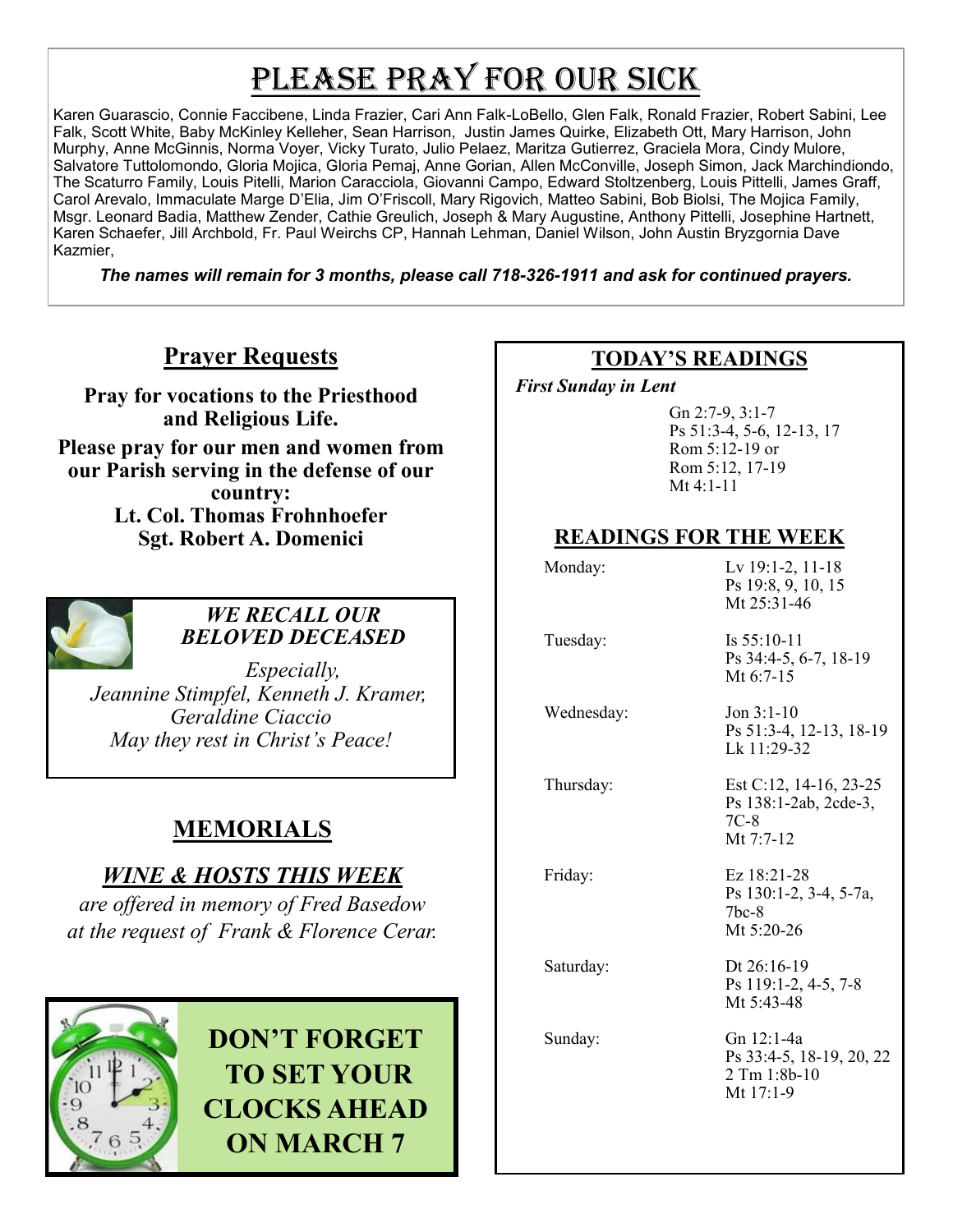# PLEASE PRAY FOR OUR SICK

Karen Guarascio, Connie Faccibene, Linda Frazier, Cari Ann Falk-LoBello, Glen Falk, Ronald Frazier, Robert Sabini, Lee Falk, Scott White, Baby McKinley Kelleher, Sean Harrison, Justin James Quirke, Elizabeth Ott, Mary Harrison, John Murphy, Anne McGinnis, Norma Voyer, Vicky Turato, Julio Pelaez, Maritza Gutierrez, Graciela Mora, Cindy Mulore, Salvatore Tuttolomondo, Gloria Mojica, Gloria Pemaj, Anne Gorian, Allen McConville, Joseph Simon, Jack Marchindiondo, The Scaturro Family, Louis Pitelli, Marion Caracciola, Giovanni Campo, Edward Stoltzenberg, Louis Pittelli, James Graff, Carol Arevalo, Immaculate Marge D'Elia, Jim O'Friscoll, Mary Rigovich, Matteo Sabini, Bob Biolsi, The Mojica Family, Msgr. Leonard Badia, Matthew Zender, Cathie Greulich, Joseph & Mary Augustine, Anthony Pittelli, Josephine Hartnett, Karen Schaefer, Jill Archbold, Fr. Paul Weirchs CP, Hannah Lehman, Daniel Wilson, John Austin Bryzgornia Dave Kazmier,

***The names will remain for 3 months, please call 718-326-1911 and ask for continued prayers.***

## Prayer Requests

**Pray for vocations to the Priesthood and Religious Life.**

**Please pray for our men and women from our Parish serving in the defense of our country:**
**Lt. Col. Thomas Frohnhoefer**
**Sgt. Robert A. Domenici**

***WE RECALL OUR BELOVED DECEASED***

*Especially,*
*Jeannine Stimpfel, Kenneth J. Kramer, Geraldine Ciaccio*
*May they rest in Christ's Peace!*

## MEMORIALS

***WINE & HOSTS THIS WEEK***

*are offered in memory of Fred Basedow at the request of Frank & Florence Cerar.*

**DON'T FORGET TO SET YOUR CLOCKS AHEAD ON MARCH 7**

## TODAY'S READINGS

***First Sunday in Lent***

Gn 2:7-9, 3:1-7
Ps 51:3-4, 5-6, 12-13, 17
Rom 5:12-19 or
Rom 5:12, 17-19
Mt 4:1-11

## READINGS FOR THE WEEK

| | |
|---|---|
| Monday: | Lv 19:1-2, 11-18<br>Ps 19:8, 9, 10, 15<br>Mt 25:31-46 |
| Tuesday: | Is 55:10-11<br>Ps 34:4-5, 6-7, 18-19<br>Mt 6:7-15 |
| Wednesday: | Jon 3:1-10<br>Ps 51:3-4, 12-13, 18-19<br>Lk 11:29-32 |
| Thursday: | Est C:12, 14-16, 23-25<br>Ps 138:1-2ab, 2cde-3, 7C-8<br>Mt 7:7-12 |
| Friday: | Ez 18:21-28<br>Ps 130:1-2, 3-4, 5-7a, 7bc-8<br>Mt 5:20-26 |
| Saturday: | Dt 26:16-19<br>Ps 119:1-2, 4-5, 7-8<br>Mt 5:43-48 |
| Sunday: | Gn 12:1-4a<br>Ps 33:4-5, 18-19, 20, 22<br>2 Tm 1:8b-10<br>Mt 17:1-9 |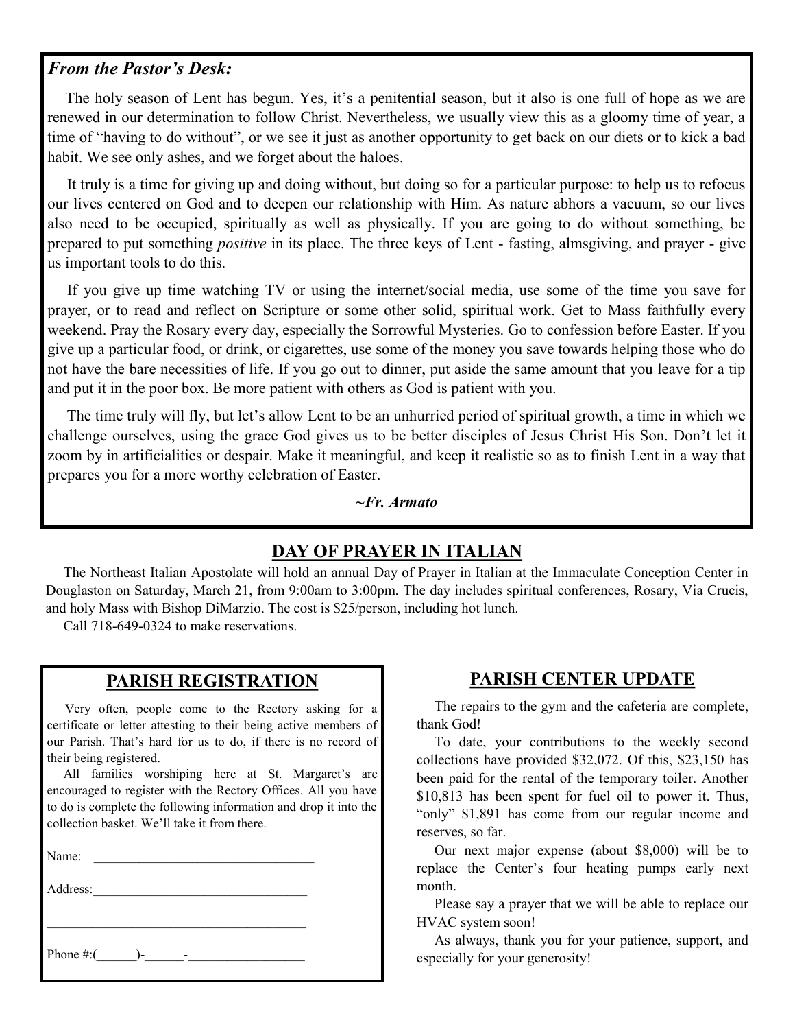### *From the Pastor's Desk:*

The holy season of Lent has begun. Yes, it's a penitential season, but it also is one full of hope as we are renewed in our determination to follow Christ. Nevertheless, we usually view this as a gloomy time of year, a time of "having to do without", or we see it just as another opportunity to get back on our diets or to kick a bad habit. We see only ashes, and we forget about the haloes.

It truly is a time for giving up and doing without, but doing so for a particular purpose: to help us to refocus our lives centered on God and to deepen our relationship with Him. As nature abhors a vacuum, so our lives also need to be occupied, spiritually as well as physically. If you are going to do without something, be prepared to put something *positive* in its place. The three keys of Lent - fasting, almsgiving, and prayer - give us important tools to do this.

If you give up time watching TV or using the internet/social media, use some of the time you save for prayer, or to read and reflect on Scripture or some other solid, spiritual work. Get to Mass faithfully every weekend. Pray the Rosary every day, especially the Sorrowful Mysteries. Go to confession before Easter. If you give up a particular food, or drink, or cigarettes, use some of the money you save towards helping those who do not have the bare necessities of life. If you go out to dinner, put aside the same amount that you leave for a tip and put it in the poor box. Be more patient with others as God is patient with you.

The time truly will fly, but let's allow Lent to be an unhurried period of spiritual growth, a time in which we challenge ourselves, using the grace God gives us to be better disciples of Jesus Christ His Son. Don't let it zoom by in artificialities or despair. Make it meaningful, and keep it realistic so as to finish Lent in a way that prepares you for a more worthy celebration of Easter.

*~Fr. Armato*

## DAY OF PRAYER IN ITALIAN

The Northeast Italian Apostolate will hold an annual Day of Prayer in Italian at the Immaculate Conception Center in Douglaston on Saturday, March 21, from 9:00am to 3:00pm. The day includes spiritual conferences, Rosary, Via Crucis, and holy Mass with Bishop DiMarzio. The cost is $25/person, including hot lunch.

Call 718-649-0324 to make reservations.

## PARISH REGISTRATION

Very often, people come to the Rectory asking for a certificate or letter attesting to their being active members of our Parish. That's hard for us to do, if there is no record of their being registered.

All families worshiping here at St. Margaret's are encouraged to register with the Rectory Offices. All you have to do is complete the following information and drop it into the collection basket. We'll take it from there.

Name: ___________________________________

Address:_________________________________

_________________________________________

Phone #:(______)-______-_________________

## PARISH CENTER UPDATE

The repairs to the gym and the cafeteria are complete, thank God!

To date, your contributions to the weekly second collections have provided $32,072. Of this, $23,150 has been paid for the rental of the temporary toiler. Another $10,813 has been spent for fuel oil to power it. Thus, "only" $1,891 has come from our regular income and reserves, so far.

Our next major expense (about $8,000) will be to replace the Center's four heating pumps early next month.

Please say a prayer that we will be able to replace our HVAC system soon!

As always, thank you for your patience, support, and especially for your generosity!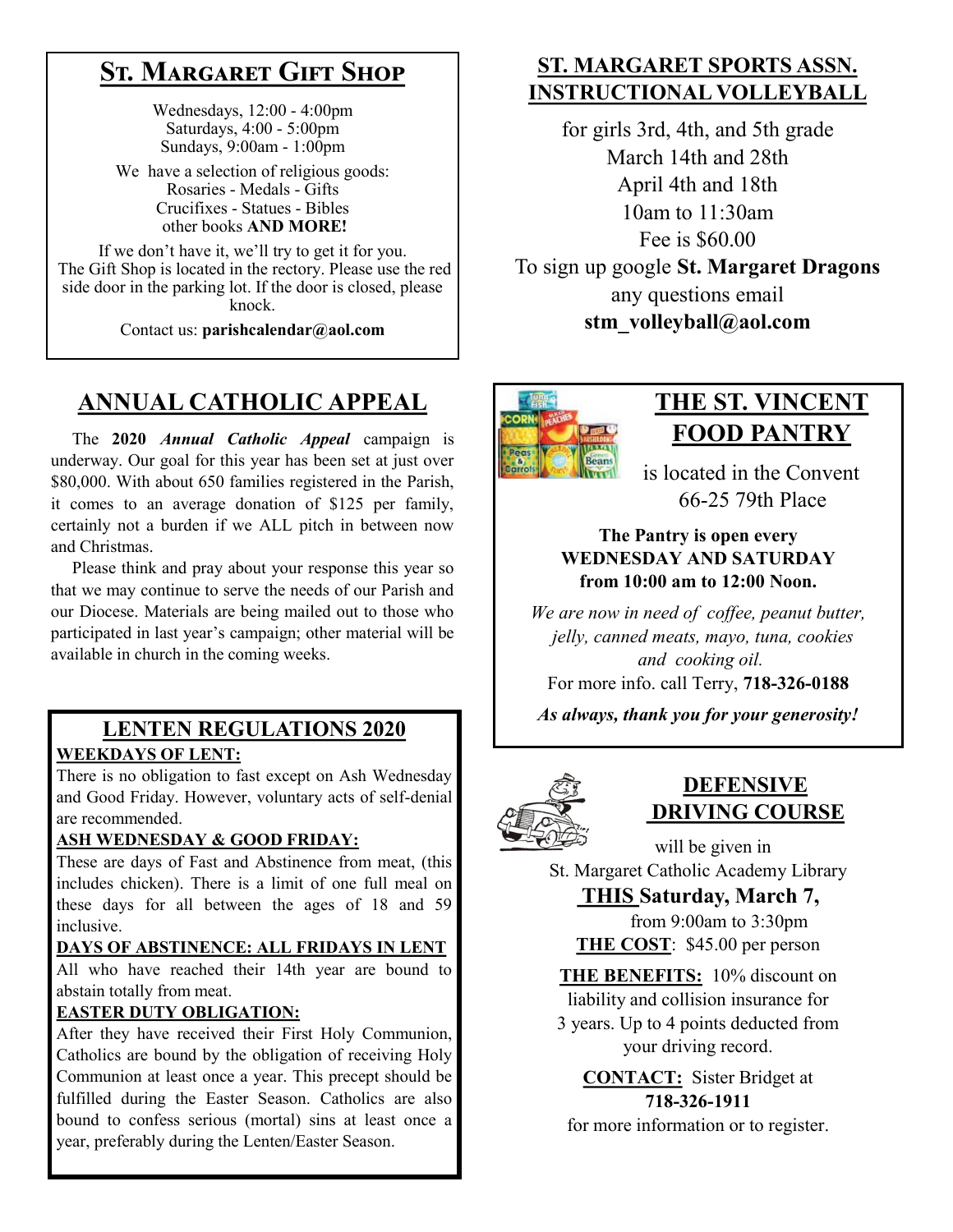## St. Margaret Gift Shop

Wednesdays, 12:00 - 4:00pm
Saturdays, 4:00 - 5:00pm
Sundays, 9:00am - 1:00pm

We have a selection of religious goods:
Rosaries - Medals - Gifts
Crucifixes - Statues - Bibles
other books **AND MORE!**

If we don't have it, we'll try to get it for you. The Gift Shop is located in the rectory. Please use the red side door in the parking lot. If the door is closed, please knock.

Contact us: **parishcalendar@aol.com**

## ANNUAL CATHOLIC APPEAL

The **2020** ***Annual Catholic Appeal*** campaign is underway. Our goal for this year has been set at just over $80,000. With about 650 families registered in the Parish, it comes to an average donation of $125 per family, certainly not a burden if we ALL pitch in between now and Christmas.

Please think and pray about your response this year so that we may continue to serve the needs of our Parish and our Diocese. Materials are being mailed out to those who participated in last year's campaign; other material will be available in church in the coming weeks.

## LENTEN REGULATIONS 2020

**WEEKDAYS OF LENT:**
There is no obligation to fast except on Ash Wednesday and Good Friday. However, voluntary acts of self-denial are recommended.

**ASH WEDNESDAY & GOOD FRIDAY:**
These are days of Fast and Abstinence from meat, (this includes chicken). There is a limit of one full meal on these days for all between the ages of 18 and 59 inclusive.

**DAYS OF ABSTINENCE: ALL FRIDAYS IN LENT**
All who have reached their 14th year are bound to abstain totally from meat.

**EASTER DUTY OBLIGATION:**
After they have received their First Holy Communion, Catholics are bound by the obligation of receiving Holy Communion at least once a year. This precept should be fulfilled during the Easter Season. Catholics are also bound to confess serious (mortal) sins at least once a year, preferably during the Lenten/Easter Season.

## ST. MARGARET SPORTS ASSN. INSTRUCTIONAL VOLLEYBALL

for girls 3rd, 4th, and 5th grade
March 14th and 28th
April 4th and 18th
10am to 11:30am
Fee is $60.00
To sign up google **St. Margaret Dragons**
any questions email
**stm_volleyball@aol.com**

## THE ST. VINCENT FOOD PANTRY

is located in the Convent
66-25 79th Place

**The Pantry is open every WEDNESDAY AND SATURDAY from 10:00 am to 12:00 Noon.**

*We are now in need of coffee, peanut butter, jelly, canned meats, mayo, tuna, cookies and cooking oil.*

For more info. call Terry, **718-326-0188**

***As always, thank you for your generosity!***

## DEFENSIVE DRIVING COURSE

will be given in
St. Margaret Catholic Academy Library
**THIS Saturday, March 7,**
from 9:00am to 3:30pm

**THE COST**: $45.00 per person

**THE BENEFITS:** 10% discount on liability and collision insurance for 3 years. Up to 4 points deducted from your driving record.

**CONTACT:** Sister Bridget at **718-326-1911**
for more information or to register.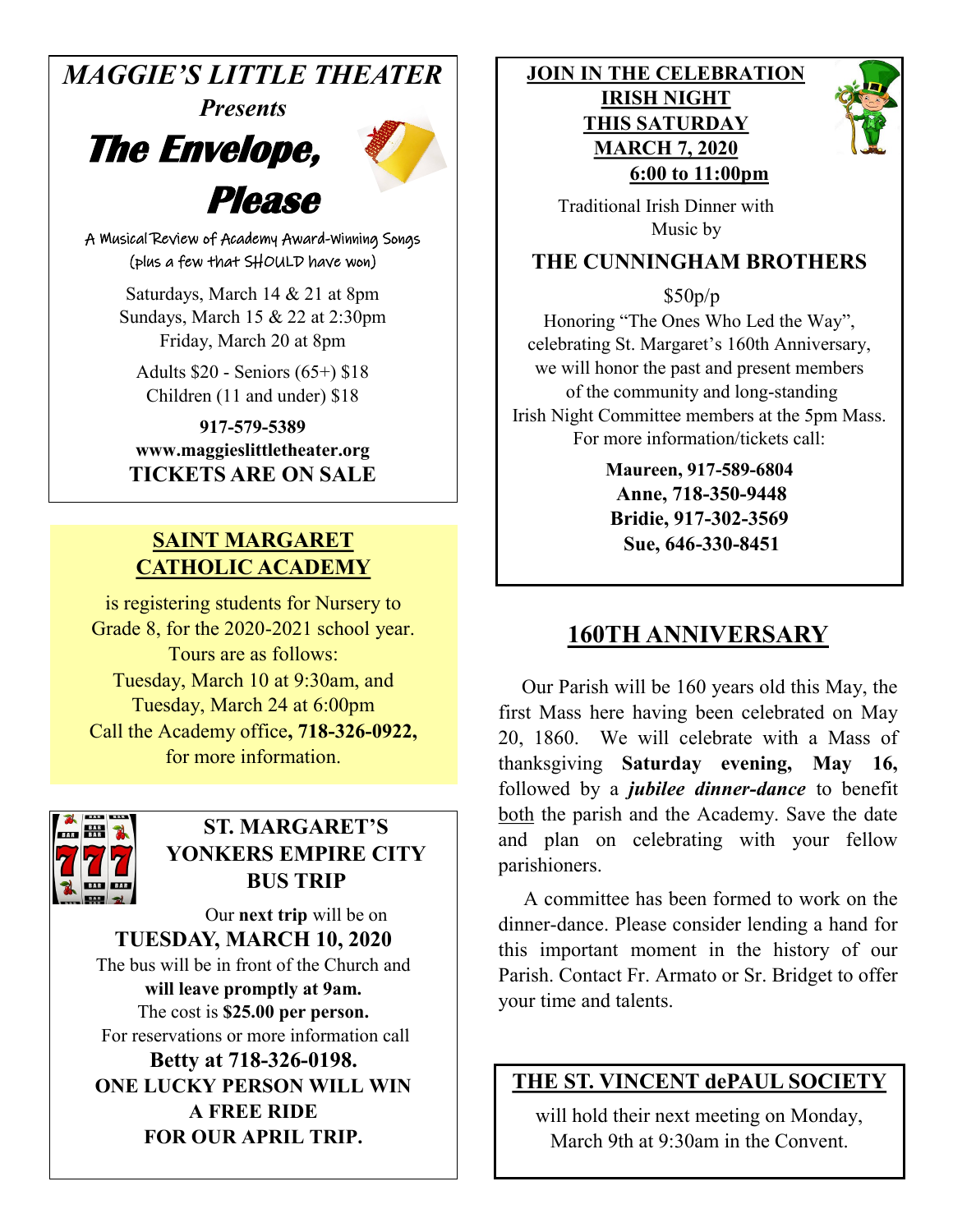# MAGGIE'S LITTLE THEATER

*Presents*

# The Envelope, Please

A Musical Review of Academy Award-Winning Songs (plus a few that SHOULD have won)

Saturdays, March 14 & 21 at 8pm
Sundays, March 15 & 22 at 2:30pm
Friday, March 20 at 8pm

Adults $20 - Seniors (65+) $18
Children (11 and under) $18

**917-579-5389**
**www.maggieslittletheater.org**
**TICKETS ARE ON SALE**

## SAINT MARGARET CATHOLIC ACADEMY

is registering students for Nursery to Grade 8, for the 2020-2021 school year. Tours are as follows:
Tuesday, March 10 at 9:30am, and
Tuesday, March 24 at 6:00pm
Call the Academy office**, 718-326-0922,** for more information.

## ST. MARGARET'S YONKERS EMPIRE CITY BUS TRIP

Our **next trip** will be on
**TUESDAY, MARCH 10, 2020**
The bus will be in front of the Church and **will leave promptly at 9am.**
The cost is **$25.00 per person.**
For reservations or more information call
**Betty at 718-326-0198.**
**ONE LUCKY PERSON WILL WIN A FREE RIDE FOR OUR APRIL TRIP.**

## JOIN IN THE CELEBRATION IRISH NIGHT THIS SATURDAY MARCH 7, 2020 6:00 to 11:00pm

Traditional Irish Dinner with Music by

**THE CUNNINGHAM BROTHERS**

$50p/p

Honoring "The Ones Who Led the Way", celebrating St. Margaret's 160th Anniversary, we will honor the past and present members of the community and long-standing Irish Night Committee members at the 5pm Mass. For more information/tickets call:

**Maureen, 917-589-6804**
**Anne, 718-350-9448**
**Bridie, 917-302-3569**
**Sue, 646-330-8451**

## 160TH ANNIVERSARY

Our Parish will be 160 years old this May, the first Mass here having been celebrated on May 20, 1860. We will celebrate with a Mass of thanksgiving **Saturday evening, May 16,** followed by a ***jubilee dinner-dance*** to benefit both the parish and the Academy. Save the date and plan on celebrating with your fellow parishioners.

A committee has been formed to work on the dinner-dance. Please consider lending a hand for this important moment in the history of our Parish. Contact Fr. Armato or Sr. Bridget to offer your time and talents.

## THE ST. VINCENT dePAUL SOCIETY

will hold their next meeting on Monday, March 9th at 9:30am in the Convent.